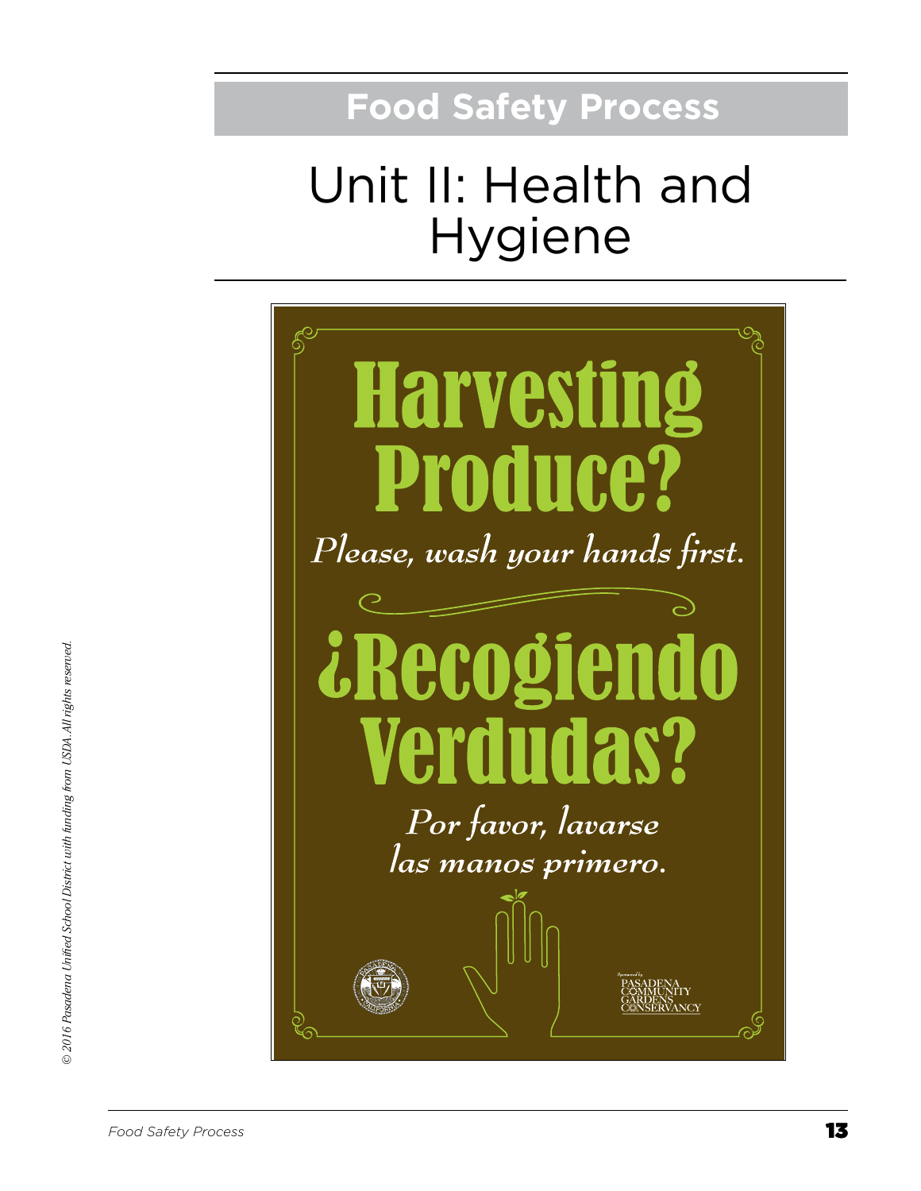# Food Safety Process

## Unit II: Health and Hygiene

# Harvesting Produce?

*Please, wash your hands first.*

# ¿Recogiendo Verdudas?

*Por favor, lavarse las manos primero.*

Sponsored by PASADENA COMMUNITY GARDENS CONSERVANCY

*© 2016 Pasadena Unified School District with funding from USDA. All rights reserved.*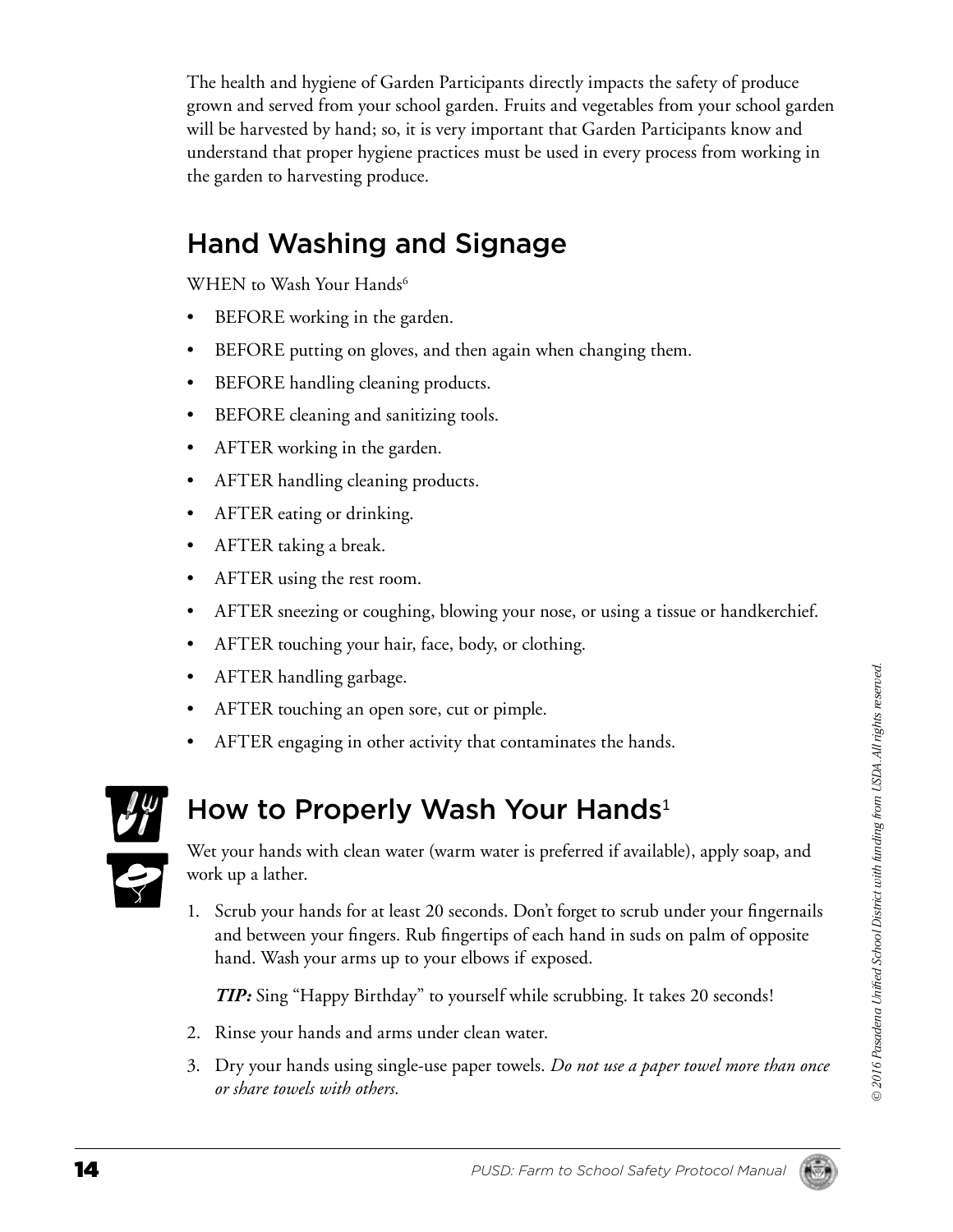The health and hygiene of Garden Participants directly impacts the safety of produce grown and served from your school garden. Fruits and vegetables from your school garden will be harvested by hand; so, it is very important that Garden Participants know and understand that proper hygiene practices must be used in every process from working in the garden to harvesting produce.

## Hand Washing and Signage

WHEN to Wash Your Hands[6]

- BEFORE working in the garden.
- BEFORE putting on gloves, and then again when changing them.
- BEFORE handling cleaning products.
- BEFORE cleaning and sanitizing tools.
- AFTER working in the garden.
- AFTER handling cleaning products.
- AFTER eating or drinking.
- AFTER taking a break.
- AFTER using the rest room.
- AFTER sneezing or coughing, blowing your nose, or using a tissue or handkerchief.
- AFTER touching your hair, face, body, or clothing.
- AFTER handling garbage.
- AFTER touching an open sore, cut or pimple.
- AFTER engaging in other activity that contaminates the hands.

## How to Properly Wash Your Hands[1]

Wet your hands with clean water (warm water is preferred if available), apply soap, and work up a lather.

1. Scrub your hands for at least 20 seconds. Don't forget to scrub under your fingernails and between your fingers. Rub fingertips of each hand in suds on palm of opposite hand. Wash your arms up to your elbows if exposed.

   ***TIP:*** Sing "Happy Birthday" to yourself while scrubbing. It takes 20 seconds!

2. Rinse your hands and arms under clean water.
3. Dry your hands using single-use paper towels. *Do not use a paper towel more than once or share towels with others.*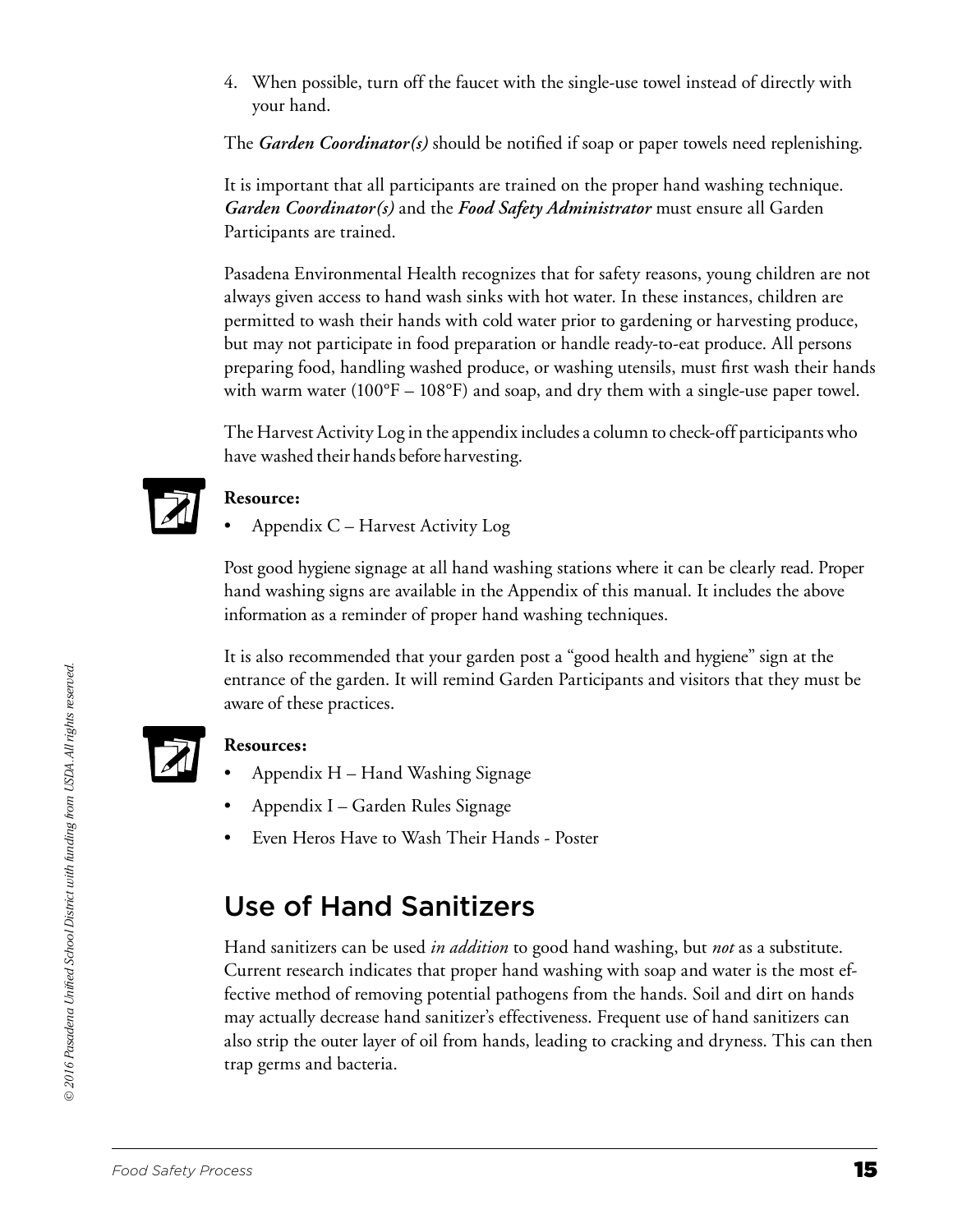4. When possible, turn off the faucet with the single-use towel instead of directly with your hand.

The ***Garden Coordinator(s)*** should be notified if soap or paper towels need replenishing.

It is important that all participants are trained on the proper hand washing technique. ***Garden Coordinator(s)*** and the ***Food Safety Administrator*** must ensure all Garden Participants are trained.

Pasadena Environmental Health recognizes that for safety reasons, young children are not always given access to hand wash sinks with hot water. In these instances, children are permitted to wash their hands with cold water prior to gardening or harvesting produce, but may not participate in food preparation or handle ready-to-eat produce. All persons preparing food, handling washed produce, or washing utensils, must first wash their hands with warm water (100°F – 108°F) and soap, and dry them with a single-use paper towel.

The Harvest Activity Log in the appendix includes a column to check-off participants who have washed their hands before harvesting.

**Resource:**

- Appendix C – Harvest Activity Log

Post good hygiene signage at all hand washing stations where it can be clearly read. Proper hand washing signs are available in the Appendix of this manual. It includes the above information as a reminder of proper hand washing techniques.

It is also recommended that your garden post a "good health and hygiene" sign at the entrance of the garden. It will remind Garden Participants and visitors that they must be aware of these practices.

**Resources:**

- Appendix H – Hand Washing Signage
- Appendix I – Garden Rules Signage
- Even Heros Have to Wash Their Hands - Poster

## Use of Hand Sanitizers

Hand sanitizers can be used *in addition* to good hand washing, but *not* as a substitute. Current research indicates that proper hand washing with soap and water is the most effective method of removing potential pathogens from the hands. Soil and dirt on hands may actually decrease hand sanitizer's effectiveness. Frequent use of hand sanitizers can also strip the outer layer of oil from hands, leading to cracking and dryness. This can then trap germs and bacteria.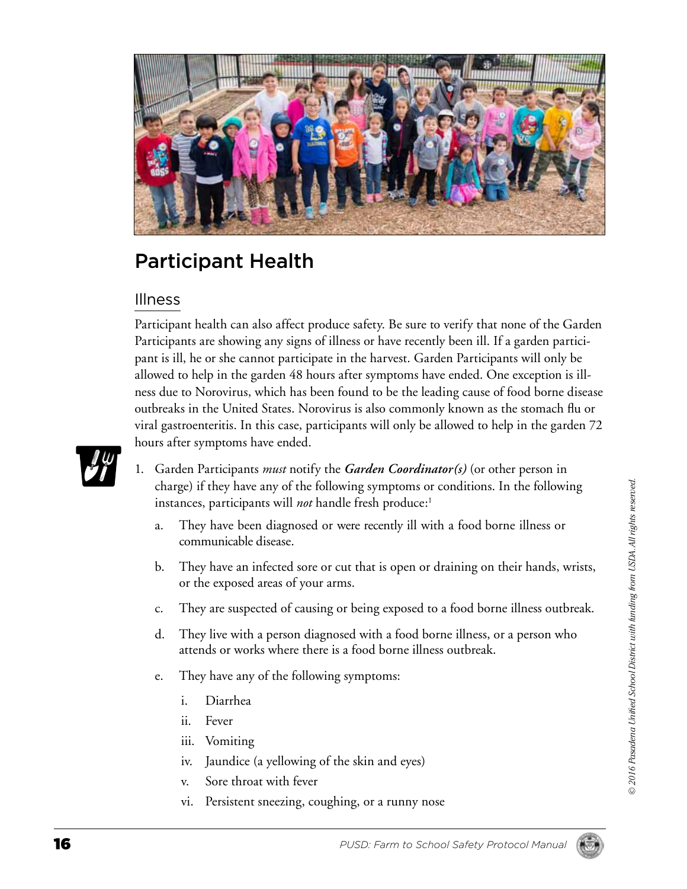## Participant Health

### Illness

Participant health can also affect produce safety. Be sure to verify that none of the Garden Participants are showing any signs of illness or have recently been ill. If a garden participant is ill, he or she cannot participate in the harvest. Garden Participants will only be allowed to help in the garden 48 hours after symptoms have ended. One exception is illness due to Norovirus, which has been found to be the leading cause of food borne disease outbreaks in the United States. Norovirus is also commonly known as the stomach flu or viral gastroenteritis. In this case, participants will only be allowed to help in the garden 72 hours after symptoms have ended.

1. Garden Participants *must* notify the ***Garden Coordinator(s)*** (or other person in charge) if they have any of the following symptoms or conditions. In the following instances, participants will *not* handle fresh produce:[1]

   a. They have been diagnosed or were recently ill with a food borne illness or communicable disease.

   b. They have an infected sore or cut that is open or draining on their hands, wrists, or the exposed areas of your arms.

   c. They are suspected of causing or being exposed to a food borne illness outbreak.

   d. They live with a person diagnosed with a food borne illness, or a person who attends or works where there is a food borne illness outbreak.

   e. They have any of the following symptoms:

      i. Diarrhea

      ii. Fever

      iii. Vomiting

      iv. Jaundice (a yellowing of the skin and eyes)

      v. Sore throat with fever

      vi. Persistent sneezing, coughing, or a runny nose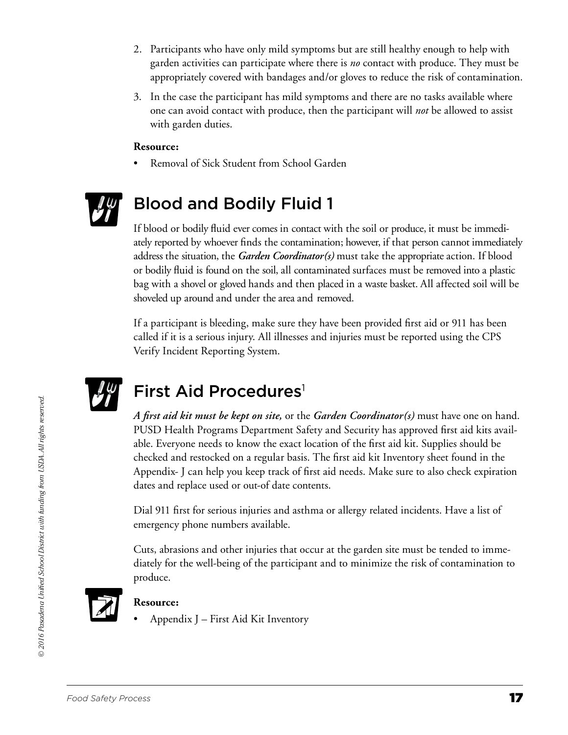2. Participants who have only mild symptoms but are still healthy enough to help with garden activities can participate where there is *no* contact with produce. They must be appropriately covered with bandages and/or gloves to reduce the risk of contamination.
3. In the case the participant has mild symptoms and there are no tasks available where one can avoid contact with produce, then the participant will *not* be allowed to assist with garden duties.

**Resource:**

- Removal of Sick Student from School Garden

## Blood and Bodily Fluid 1

If blood or bodily fluid ever comes in contact with the soil or produce, it must be immediately reported by whoever finds the contamination; however, if that person cannot immediately address the situation, the ***Garden Coordinator(s)*** must take the appropriate action. If blood or bodily fluid is found on the soil, all contaminated surfaces must be removed into a plastic bag with a shovel or gloved hands and then placed in a waste basket. All affected soil will be shoveled up around and under the area and removed.

If a participant is bleeding, make sure they have been provided first aid or 911 has been called if it is a serious injury. All illnesses and injuries must be reported using the CPS Verify Incident Reporting System.

## First Aid Procedures[1]

***A first aid kit must be kept on site,*** or the ***Garden Coordinator(s)*** must have one on hand. PUSD Health Programs Department Safety and Security has approved first aid kits available. Everyone needs to know the exact location of the first aid kit. Supplies should be checked and restocked on a regular basis. The first aid kit Inventory sheet found in the Appendix- J can help you keep track of first aid needs. Make sure to also check expiration dates and replace used or out-of date contents.

Dial 911 first for serious injuries and asthma or allergy related incidents. Have a list of emergency phone numbers available.

Cuts, abrasions and other injuries that occur at the garden site must be tended to immediately for the well-being of the participant and to minimize the risk of contamination to produce.

**Resource:**

- Appendix J – First Aid Kit Inventory

*© 2016 Pasadena Unified School District with funding from USDA. All rights reserved.*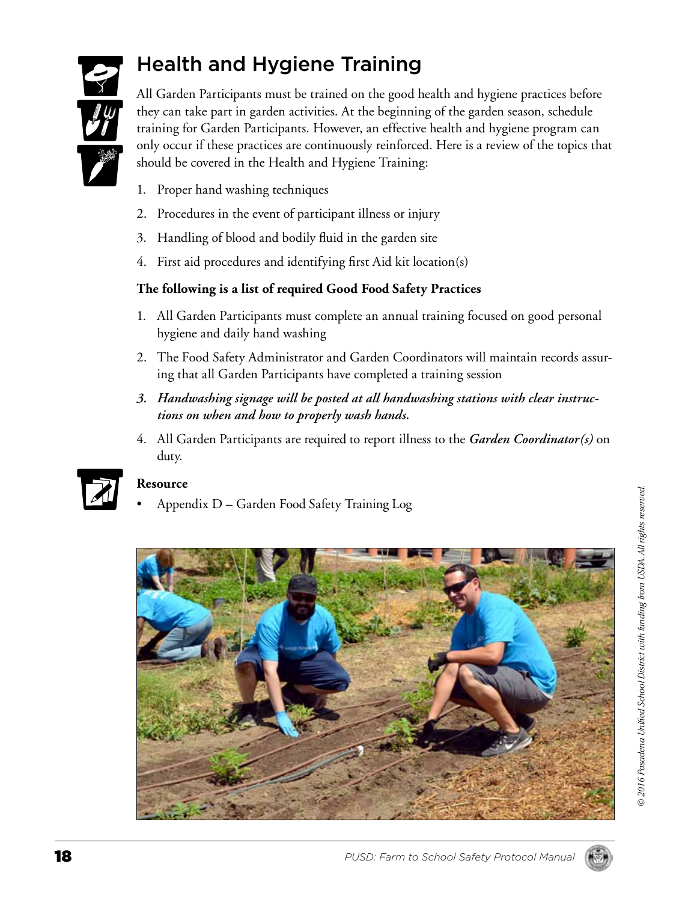# Health and Hygiene Training

All Garden Participants must be trained on the good health and hygiene practices before they can take part in garden activities. At the beginning of the garden season, schedule training for Garden Participants. However, an effective health and hygiene program can only occur if these practices are continuously reinforced. Here is a review of the topics that should be covered in the Health and Hygiene Training:

1. Proper hand washing techniques
2. Procedures in the event of participant illness or injury
3. Handling of blood and bodily fluid in the garden site
4. First aid procedures and identifying first Aid kit location(s)

**The following is a list of required Good Food Safety Practices**

1. All Garden Participants must complete an annual training focused on good personal hygiene and daily hand washing
2. The Food Safety Administrator and Garden Coordinators will maintain records assuring that all Garden Participants have completed a training session
3. ***Handwashing signage will be posted at all handwashing stations with clear instructions on when and how to properly wash hands.***
4. All Garden Participants are required to report illness to the ***Garden Coordinator(s)*** on duty.

**Resource**

- Appendix D – Garden Food Safety Training Log

© 2016 Pasadena Unified School District with funding from USDA. All rights reserved.